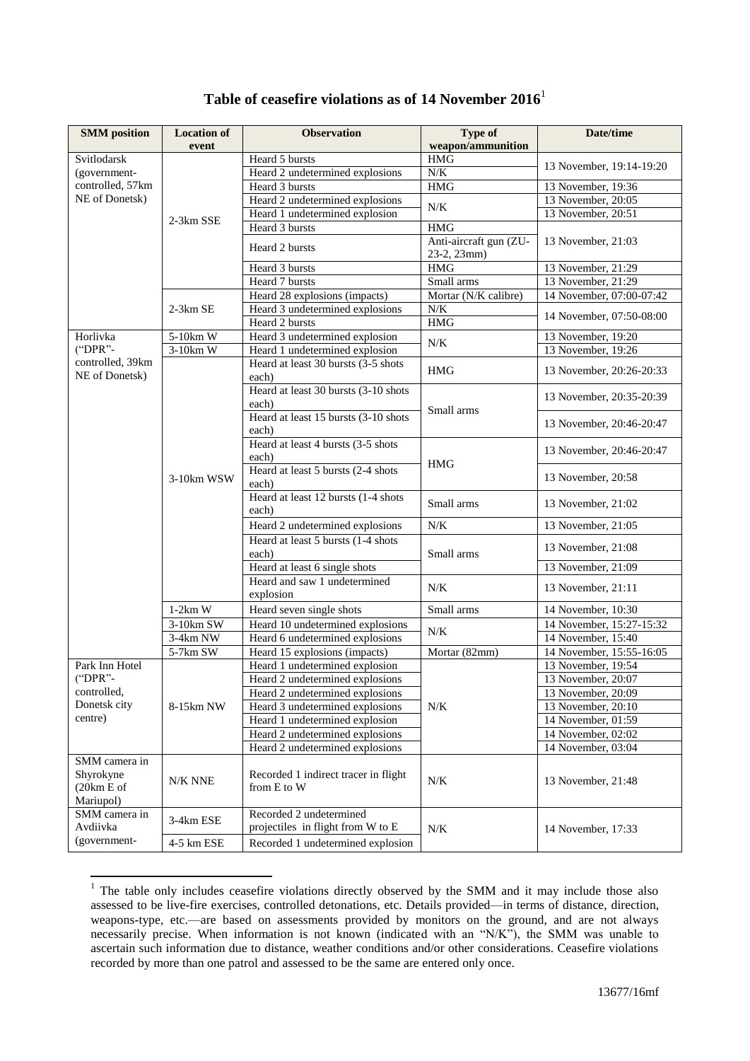# Table of ceasefire violations as of 14 November 2016[1]

| SMM position | Location of event | Observation | Type of weapon/ammunition | Date/time |
|---|---|---|---|---|
| Svitlodarsk (government-controlled, 57km NE of Donetsk) | 2-3km SSE | Heard 5 bursts | HMG | 13 November, 19:14-19:20 |
| | | Heard 2 undetermined explosions | N/K | |
| | | Heard 3 bursts | HMG | 13 November, 19:36 |
| | | Heard 2 undetermined explosions | N/K | 13 November, 20:05 |
| | | Heard 1 undetermined explosion | | 13 November, 20:51 |
| | | Heard 3 bursts | HMG | 13 November, 21:03 |
| | | Heard 2 bursts | Anti-aircraft gun (ZU-23-2, 23mm) | |
| | | Heard 3 bursts | HMG | 13 November, 21:29 |
| | | Heard 7 bursts | Small arms | 13 November, 21:29 |
| | | Heard 28 explosions (impacts) | Mortar (N/K calibre) | 14 November, 07:00-07:42 |
| | 2-3km SE | Heard 3 undetermined explosions | N/K | 14 November, 07:50-08:00 |
| | | Heard 2 bursts | HMG | |
| Horlivka ("DPR"-controlled, 39km NE of Donetsk) | 5-10km W | Heard 3 undetermined explosion | N/K | 13 November, 19:20 |
| | 3-10km W | Heard 1 undetermined explosion | | 13 November, 19:26 |
| | 3-10km WSW | Heard at least 30 bursts (3-5 shots each) | HMG | 13 November, 20:26-20:33 |
| | | Heard at least 30 bursts (3-10 shots each) | Small arms | 13 November, 20:35-20:39 |
| | | Heard at least 15 bursts (3-10 shots each) | | 13 November, 20:46-20:47 |
| | | Heard at least 4 bursts (3-5 shots each) | HMG | 13 November, 20:46-20:47 |
| | | Heard at least 5 bursts (2-4 shots each) | | 13 November, 20:58 |
| | | Heard at least 12 bursts (1-4 shots each) | Small arms | 13 November, 21:02 |
| | | Heard 2 undetermined explosions | N/K | 13 November, 21:05 |
| | | Heard at least 5 bursts (1-4 shots each) | Small arms | 13 November, 21:08 |
| | | Heard at least 6 single shots | | 13 November, 21:09 |
| | | Heard and saw 1 undetermined explosion | N/K | 13 November, 21:11 |
| | 1-2km W | Heard seven single shots | Small arms | 14 November, 10:30 |
| | 3-10km SW | Heard 10 undetermined explosions | N/K | 14 November, 15:27-15:32 |
| | 3-4km NW | Heard 6 undetermined explosions | | 14 November, 15:40 |
| | 5-7km SW | Heard 15 explosions (impacts) | Mortar (82mm) | 14 November, 15:55-16:05 |
| Park Inn Hotel ("DPR"-controlled, Donetsk city centre) | 8-15km NW | Heard 1 undetermined explosion | N/K | 13 November, 19:54 |
| | | Heard 2 undetermined explosions | | 13 November, 20:07 |
| | | Heard 2 undetermined explosions | | 13 November, 20:09 |
| | | Heard 3 undetermined explosions | | 13 November, 20:10 |
| | | Heard 1 undetermined explosion | | 14 November, 01:59 |
| | | Heard 2 undetermined explosions | | 14 November, 02:02 |
| | | Heard 2 undetermined explosions | | 14 November, 03:04 |
| SMM camera in Shyrokyne (20km E of Mariupol) | N/K NNE | Recorded 1 indirect tracer in flight from E to W | N/K | 13 November, 21:48 |
| SMM camera in Avdiivka (government- | 3-4km ESE | Recorded 2 undetermined projectiles in flight from W to E | N/K | 14 November, 17:33 |
| | 4-5 km ESE | Recorded 1 undetermined explosion | | |

[1] The table only includes ceasefire violations directly observed by the SMM and it may include those also assessed to be live-fire exercises, controlled detonations, etc. Details provided—in terms of distance, direction, weapons-type, etc.—are based on assessments provided by monitors on the ground, and are not always necessarily precise. When information is not known (indicated with an "N/K"), the SMM was unable to ascertain such information due to distance, weather conditions and/or other considerations. Ceasefire violations recorded by more than one patrol and assessed to be the same are entered only once.

13677/16mf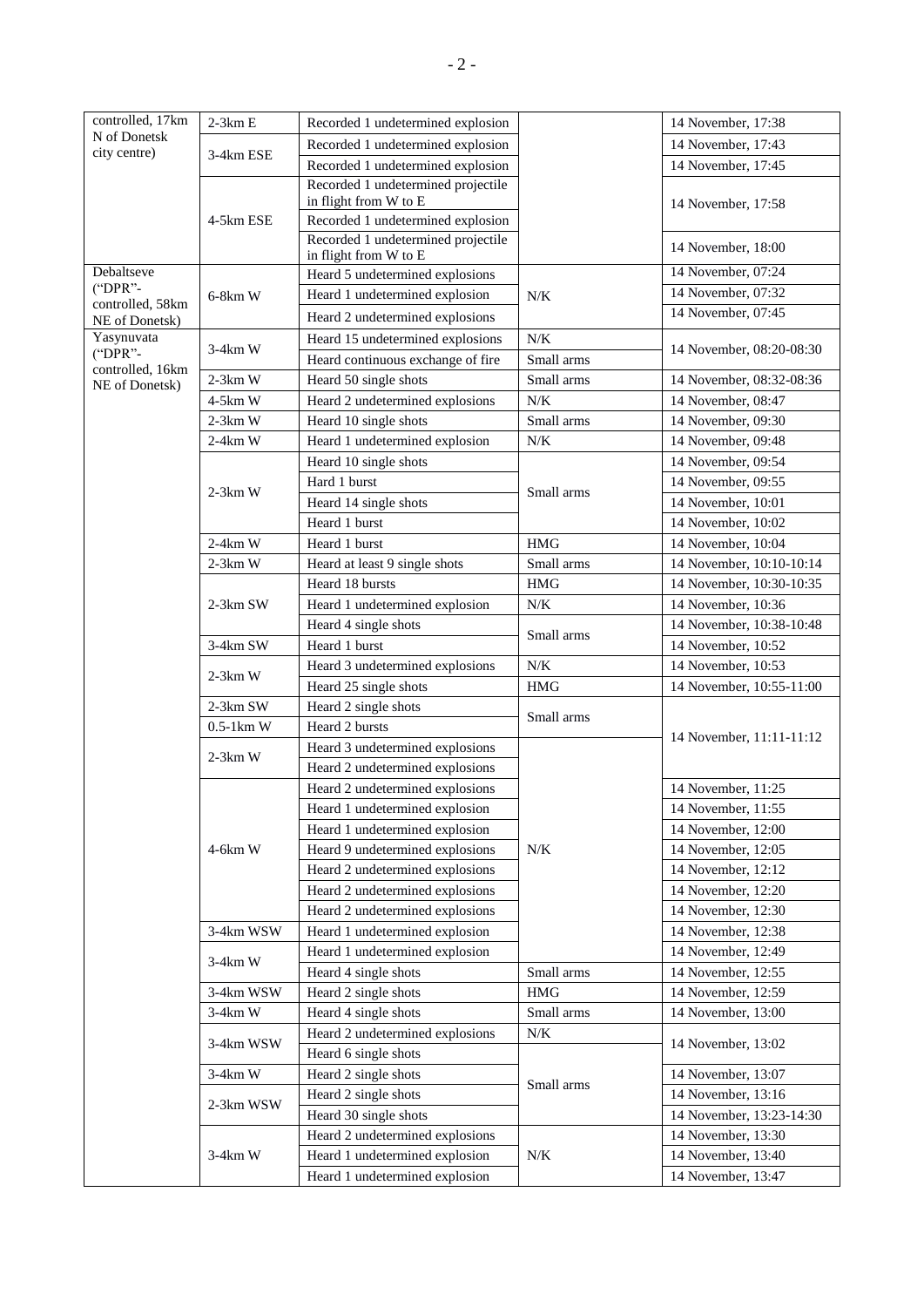| controlled, 17km N of Donetsk city centre) | 2-3km E | Recorded 1 undetermined explosion | | 14 November, 17:38 |
|---|---|---|---|---|
| | 3-4km ESE | Recorded 1 undetermined explosion | | 14 November, 17:43 |
| | | Recorded 1 undetermined explosion | | 14 November, 17:45 |
| | 4-5km ESE | Recorded 1 undetermined projectile in flight from W to E | | 14 November, 17:58 |
| | | Recorded 1 undetermined explosion | | |
| | | Recorded 1 undetermined projectile in flight from W to E | | 14 November, 18:00 |
| Debaltseve ("DPR"-controlled, 58km NE of Donetsk) | 6-8km W | Heard 5 undetermined explosions | N/K | 14 November, 07:24 |
| | | Heard 1 undetermined explosion | | 14 November, 07:32 |
| | | Heard 2 undetermined explosions | | 14 November, 07:45 |
| Yasynuvata ("DPR"-controlled, 16km NE of Donetsk) | 3-4km W | Heard 15 undetermined explosions | N/K | 14 November, 08:20-08:30 |
| | | Heard continuous exchange of fire | Small arms | |
| | 2-3km W | Heard 50 single shots | Small arms | 14 November, 08:32-08:36 |
| | 4-5km W | Heard 2 undetermined explosions | N/K | 14 November, 08:47 |
| | 2-3km W | Heard 10 single shots | Small arms | 14 November, 09:30 |
| | 2-4km W | Heard 1 undetermined explosion | N/K | 14 November, 09:48 |
| | 2-3km W | Heard 10 single shots | Small arms | 14 November, 09:54 |
| | | Hard 1 burst | | 14 November, 09:55 |
| | | Heard 14 single shots | | 14 November, 10:01 |
| | | Heard 1 burst | | 14 November, 10:02 |
| | 2-4km W | Heard 1 burst | HMG | 14 November, 10:04 |
| | 2-3km W | Heard at least 9 single shots | Small arms | 14 November, 10:10-10:14 |
| | 2-3km SW | Heard 18 bursts | HMG | 14 November, 10:30-10:35 |
| | | Heard 1 undetermined explosion | N/K | 14 November, 10:36 |
| | | Heard 4 single shots | Small arms | 14 November, 10:38-10:48 |
| | 3-4km SW | Heard 1 burst | | 14 November, 10:52 |
| | 2-3km W | Heard 3 undetermined explosions | N/K | 14 November, 10:53 |
| | | Heard 25 single shots | HMG | 14 November, 10:55-11:00 |
| | 2-3km SW | Heard 2 single shots | Small arms | 14 November, 11:11-11:12 |
| | 0.5-1km W | Heard 2 bursts | | |
| | 2-3km W | Heard 3 undetermined explosions | N/K | |
| | | Heard 2 undetermined explosions | | |
| | 4-6km W | Heard 2 undetermined explosions | | 14 November, 11:25 |
| | | Heard 1 undetermined explosion | | 14 November, 11:55 |
| | | Heard 1 undetermined explosion | | 14 November, 12:00 |
| | | Heard 9 undetermined explosions | | 14 November, 12:05 |
| | | Heard 2 undetermined explosions | | 14 November, 12:12 |
| | | Heard 2 undetermined explosions | | 14 November, 12:20 |
| | | Heard 2 undetermined explosions | | 14 November, 12:30 |
| | 3-4km WSW | Heard 1 undetermined explosion | | 14 November, 12:38 |
| | 3-4km W | Heard 1 undetermined explosion | | 14 November, 12:49 |
| | | Heard 4 single shots | Small arms | 14 November, 12:55 |
| | 3-4km WSW | Heard 2 single shots | HMG | 14 November, 12:59 |
| | 3-4km W | Heard 4 single shots | Small arms | 14 November, 13:00 |
| | 3-4km WSW | Heard 2 undetermined explosions | N/K | 14 November, 13:02 |
| | | Heard 6 single shots | Small arms | |
| | 3-4km W | Heard 2 single shots | | 14 November, 13:07 |
| | 2-3km WSW | Heard 2 single shots | | 14 November, 13:16 |
| | | Heard 30 single shots | | 14 November, 13:23-14:30 |
| | 3-4km W | Heard 2 undetermined explosions | N/K | 14 November, 13:30 |
| | | Heard 1 undetermined explosion | | 14 November, 13:40 |
| | | Heard 1 undetermined explosion | | 14 November, 13:47 |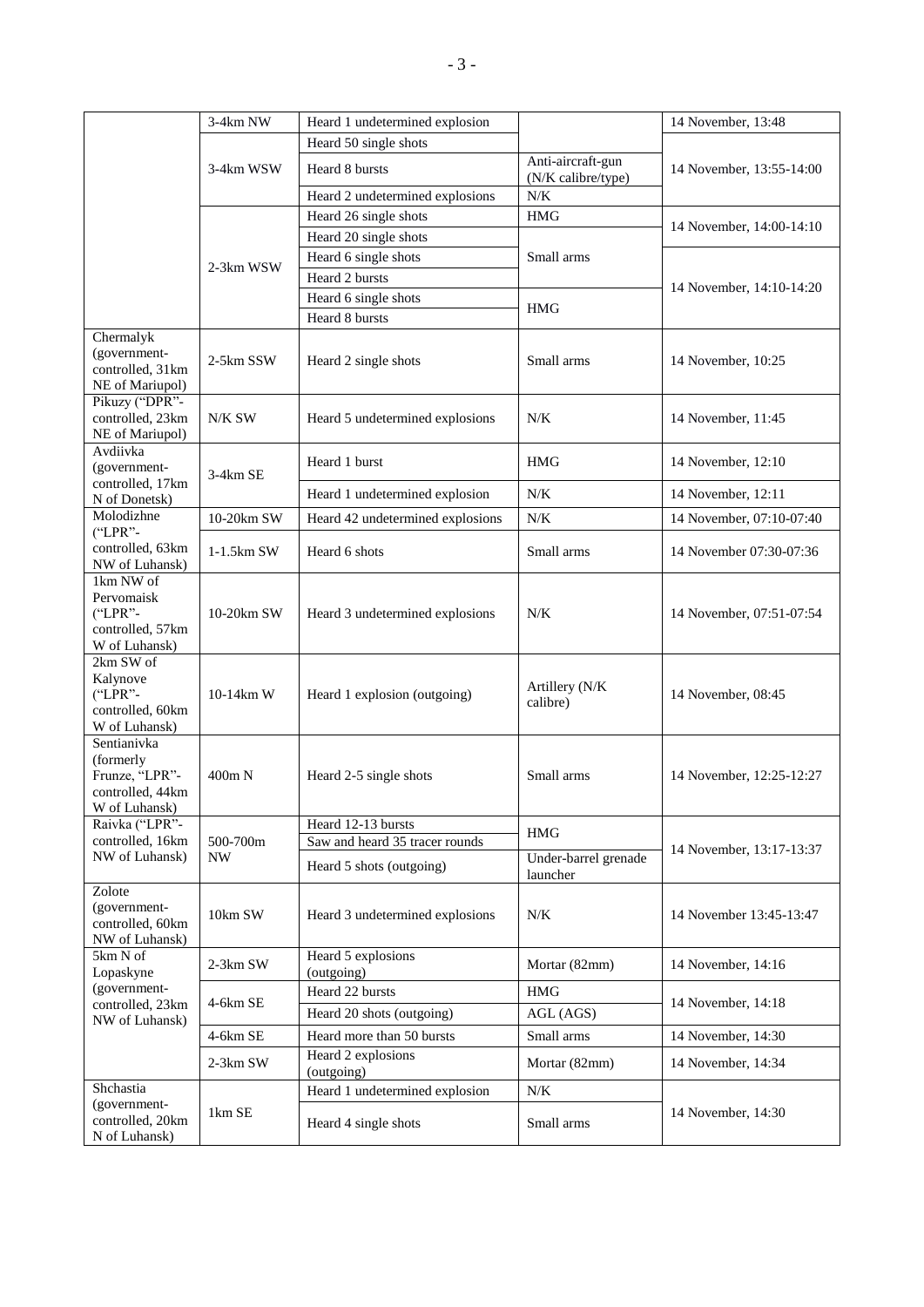| | | | | |
|---|---|---|---|---|
| | 3-4km NW | Heard 1 undetermined explosion | | 14 November, 13:48 |
| | 3-4km WSW | Heard 50 single shots | | 14 November, 13:55-14:00 |
| | | Heard 8 bursts | Anti-aircraft-gun (N/K calibre/type) | |
| | | Heard 2 undetermined explosions | N/K | |
| | 2-3km WSW | Heard 26 single shots | HMG | 14 November, 14:00-14:10 |
| | | Heard 20 single shots | Small arms | |
| | | Heard 6 single shots | | 14 November, 14:10-14:20 |
| | | Heard 2 bursts | | |
| | | Heard 6 single shots | HMG | |
| | | Heard 8 bursts | | |
| Chermalyk (government-controlled, 31km NE of Mariupol) | 2-5km SSW | Heard 2 single shots | Small arms | 14 November, 10:25 |
| Pikuzy ("DPR"-controlled, 23km NE of Mariupol) | N/K SW | Heard 5 undetermined explosions | N/K | 14 November, 11:45 |
| Avdiivka (government-controlled, 17km N of Donetsk) | 3-4km SE | Heard 1 burst | HMG | 14 November, 12:10 |
| | | Heard 1 undetermined explosion | N/K | 14 November, 12:11 |
| Molodizhne ("LPR"-controlled, 63km NW of Luhansk) | 10-20km SW | Heard 42 undetermined explosions | N/K | 14 November, 07:10-07:40 |
| | 1-1.5km SW | Heard 6 shots | Small arms | 14 November 07:30-07:36 |
| 1km NW of Pervomaisk ("LPR"-controlled, 57km W of Luhansk) | 10-20km SW | Heard 3 undetermined explosions | N/K | 14 November, 07:51-07:54 |
| 2km SW of Kalynove ("LPR"-controlled, 60km W of Luhansk) | 10-14km W | Heard 1 explosion (outgoing) | Artillery (N/K calibre) | 14 November, 08:45 |
| Sentianivka (formerly Frunze, "LPR"-controlled, 44km W of Luhansk) | 400m N | Heard 2-5 single shots | Small arms | 14 November, 12:25-12:27 |
| Raivka ("LPR"-controlled, 16km NW of Luhansk) | 500-700m NW | Heard 12-13 bursts | HMG | 14 November, 13:17-13:37 |
| | | Saw and heard 35 tracer rounds | | |
| | | Heard 5 shots (outgoing) | Under-barrel grenade launcher | |
| Zolote (government-controlled, 60km NW of Luhansk) | 10km SW | Heard 3 undetermined explosions | N/K | 14 November 13:45-13:47 |
| 5km N of Lopaskyne (government-controlled, 23km NW of Luhansk) | 2-3km SW | Heard 5 explosions (outgoing) | Mortar (82mm) | 14 November, 14:16 |
| | 4-6km SE | Heard 22 bursts | HMG | 14 November, 14:18 |
| | | Heard 20 shots (outgoing) | AGL (AGS) | |
| | 4-6km SE | Heard more than 50 bursts | Small arms | 14 November, 14:30 |
| | 2-3km SW | Heard 2 explosions (outgoing) | Mortar (82mm) | 14 November, 14:34 |
| Shchastia (government-controlled, 20km N of Luhansk) | 1km SE | Heard 1 undetermined explosion | N/K | 14 November, 14:30 |
| | | Heard 4 single shots | Small arms | |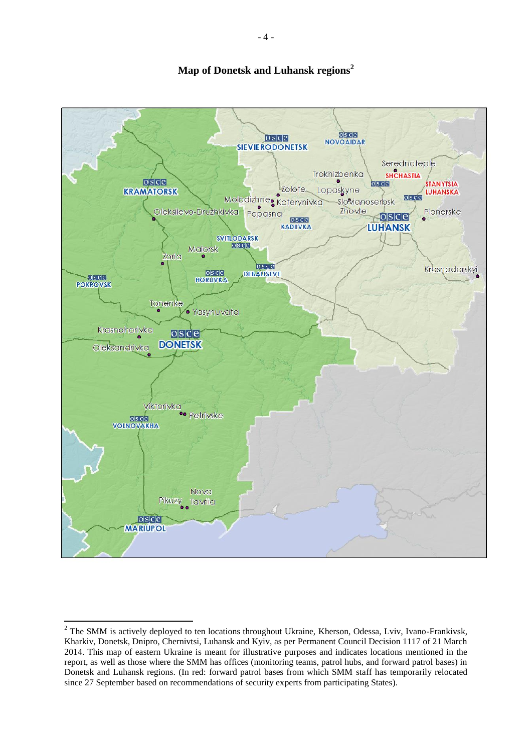**Map of Donetsk and Luhansk regions[2]**

SIEVIERODONETSK
NOVOAIDAR
Seredneteple
Trokhizbenka
SHCHASTIA
STANYTSIA LUHANSKA
KRAMATORSK
Zolote
Lopaskyne
Molodizhne
Katerynivka
Slovianoserbsk
Oleksiievo-Druzhkivka
Popasna
Zhovte
Pionerske
KADIIVKA
LUHANSK
SVITLODARSK
Maiorsk
Zoria
HORLIVKA
DEBALTSEVE
Krasnodarskyi
POKROVSK
Tonenke
Yasynuvata
Krasnohorivka
DONETSK
Oleksandrivka
Viktorivka
Petrivske
VOLNOVAKHA
Nova Tavriia
Pikuzy
MARIUPOL

---

[2] The SMM is actively deployed to ten locations throughout Ukraine, Kherson, Odessa, Lviv, Ivano-Frankivsk, Kharkiv, Donetsk, Dnipro, Chernivtsi, Luhansk and Kyiv, as per Permanent Council Decision 1117 of 21 March 2014. This map of eastern Ukraine is meant for illustrative purposes and indicates locations mentioned in the report, as well as those where the SMM has offices (monitoring teams, patrol hubs, and forward patrol bases) in Donetsk and Luhansk regions. (In red: forward patrol bases from which SMM staff has temporarily relocated since 27 September based on recommendations of security experts from participating States).